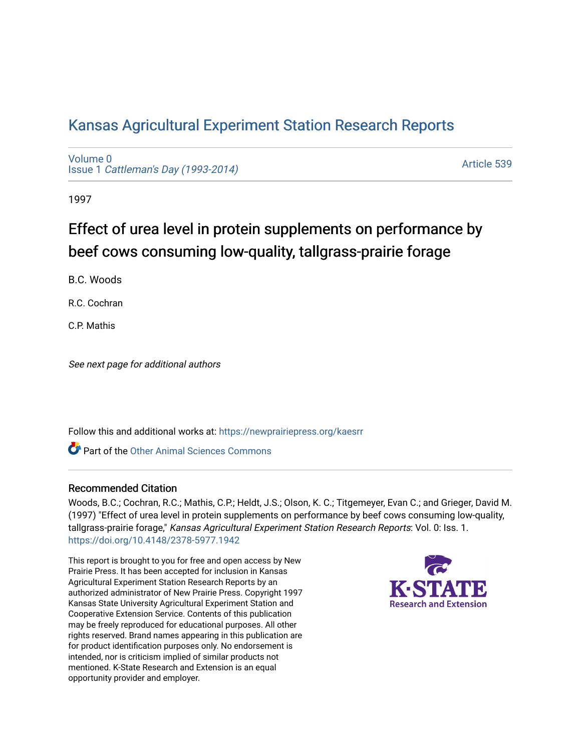# Kansas Agricultural Experiment Station Research Reports

Volume 0
Issue 1 *Cattleman's Day (1993-2014)*

Article 539

1997

## Effect of urea level in protein supplements on performance by beef cows consuming low-quality, tallgrass-prairie forage

B.C. Woods

R.C. Cochran

C.P. Mathis

*See next page for additional authors*

Follow this and additional works at: https://newprairiepress.org/kaesrr

Part of the Other Animal Sciences Commons

### Recommended Citation

Woods, B.C.; Cochran, R.C.; Mathis, C.P.; Heldt, J.S.; Olson, K. C.; Titgemeyer, Evan C.; and Grieger, David M. (1997) "Effect of urea level in protein supplements on performance by beef cows consuming low-quality, tallgrass-prairie forage," *Kansas Agricultural Experiment Station Research Reports*: Vol. 0: Iss. 1. https://doi.org/10.4148/2378-5977.1942

This report is brought to you for free and open access by New Prairie Press. It has been accepted for inclusion in Kansas Agricultural Experiment Station Research Reports by an authorized administrator of New Prairie Press. Copyright 1997 Kansas State University Agricultural Experiment Station and Cooperative Extension Service. Contents of this publication may be freely reproduced for educational purposes. All other rights reserved. Brand names appearing in this publication are for product identification purposes only. No endorsement is intended, nor is criticism implied of similar products not mentioned. K-State Research and Extension is an equal opportunity provider and employer.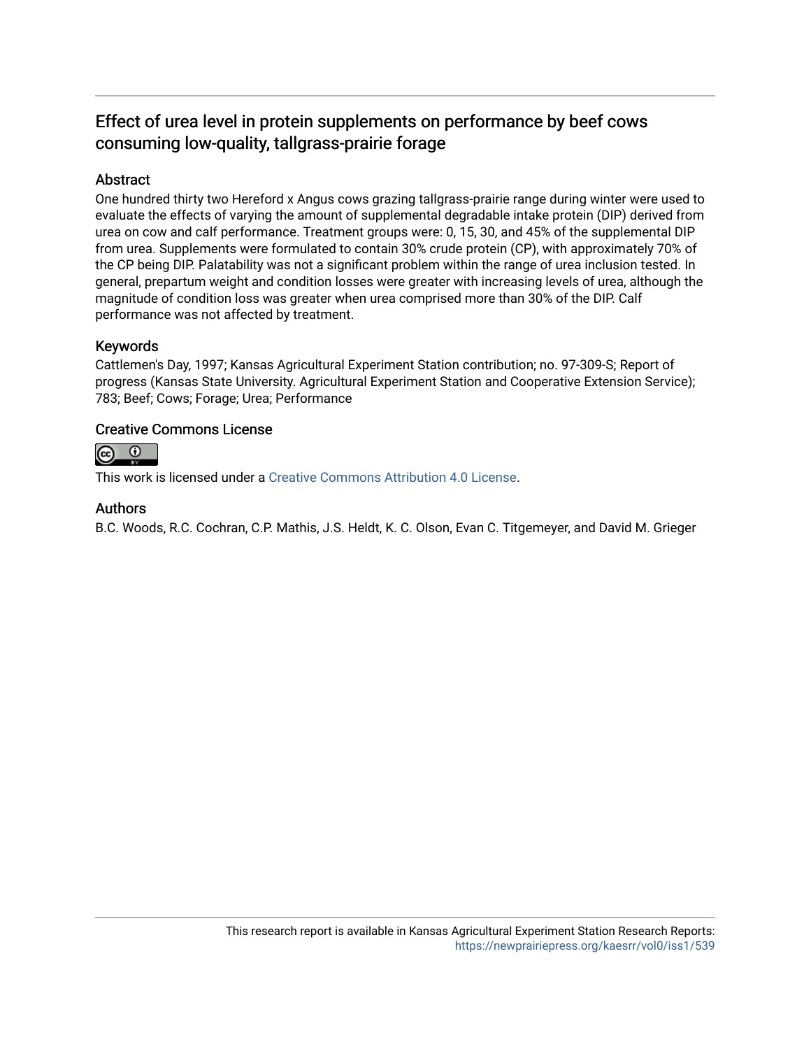## Effect of urea level in protein supplements on performance by beef cows consuming low-quality, tallgrass-prairie forage

### Abstract

One hundred thirty two Hereford x Angus cows grazing tallgrass-prairie range during winter were used to evaluate the effects of varying the amount of supplemental degradable intake protein (DIP) derived from urea on cow and calf performance. Treatment groups were: 0, 15, 30, and 45% of the supplemental DIP from urea. Supplements were formulated to contain 30% crude protein (CP), with approximately 70% of the CP being DIP. Palatability was not a significant problem within the range of urea inclusion tested. In general, prepartum weight and condition losses were greater with increasing levels of urea, although the magnitude of condition loss was greater when urea comprised more than 30% of the DIP. Calf performance was not affected by treatment.

### Keywords

Cattlemen's Day, 1997; Kansas Agricultural Experiment Station contribution; no. 97-309-S; Report of progress (Kansas State University. Agricultural Experiment Station and Cooperative Extension Service); 783; Beef; Cows; Forage; Urea; Performance

### Creative Commons License

This work is licensed under a Creative Commons Attribution 4.0 License.

### Authors

B.C. Woods, R.C. Cochran, C.P. Mathis, J.S. Heldt, K. C. Olson, Evan C. Titgemeyer, and David M. Grieger

This research report is available in Kansas Agricultural Experiment Station Research Reports: https://newprairiepress.org/kaesrr/vol0/iss1/539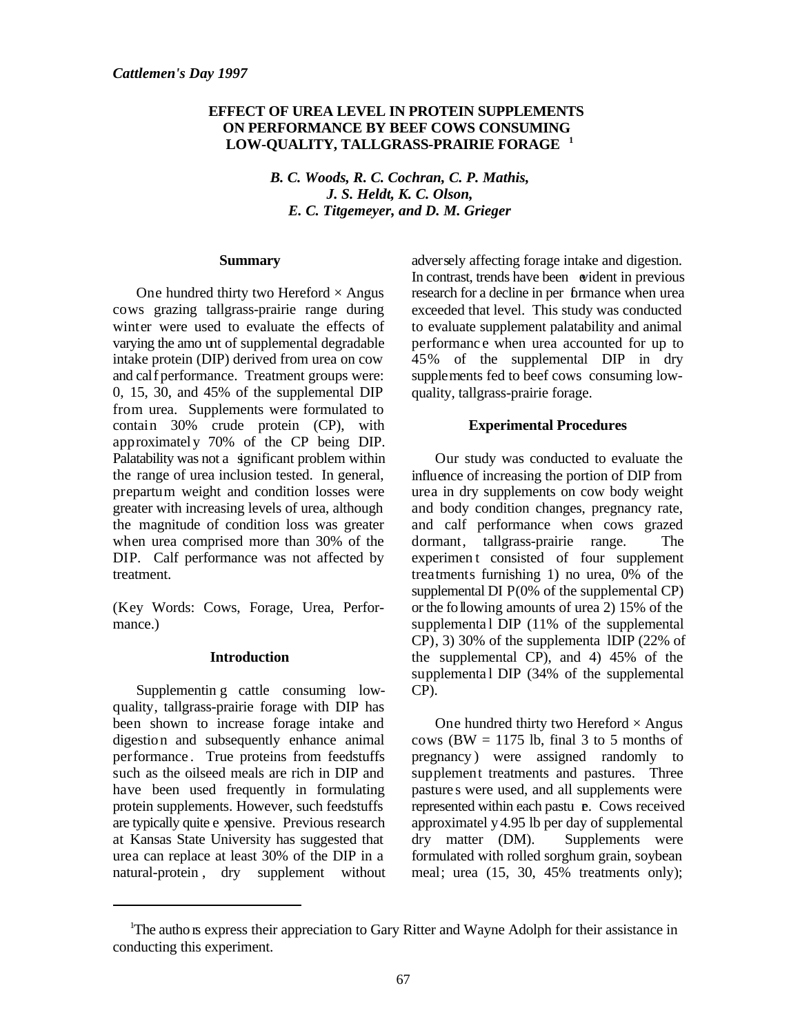*Cattlemen's Day 1997*

# EFFECT OF UREA LEVEL IN PROTEIN SUPPLEMENTS ON PERFORMANCE BY BEEF COWS CONSUMING LOW-QUALITY, TALLGRASS-PRAIRIE FORAGE [1]

*B. C. Woods, R. C. Cochran, C. P. Mathis, J. S. Heldt, K. C. Olson, E. C. Titgemeyer, and D. M. Grieger*

## Summary

One hundred thirty two Hereford × Angus cows grazing tallgrass-prairie range during winter were used to evaluate the effects of varying the amount of supplemental degradable intake protein (DIP) derived from urea on cow and calf performance. Treatment groups were: 0, 15, 30, and 45% of the supplemental DIP from urea. Supplements were formulated to contain 30% crude protein (CP), with approximately 70% of the CP being DIP. Palatability was not a significant problem within the range of urea inclusion tested. In general, prepartum weight and condition losses were greater with increasing levels of urea, although the magnitude of condition loss was greater when urea comprised more than 30% of the DIP. Calf performance was not affected by treatment.

(Key Words: Cows, Forage, Urea, Performance.)

## Introduction

Supplementing cattle consuming low-quality, tallgrass-prairie forage with DIP has been shown to increase forage intake and digestion and subsequently enhance animal performance. True proteins from feedstuffs such as the oilseed meals are rich in DIP and have been used frequently in formulating protein supplements. However, such feedstuffs are typically quite expensive. Previous research at Kansas State University has suggested that urea can replace at least 30% of the DIP in a natural-protein, dry supplement without adversely affecting forage intake and digestion. In contrast, trends have been evident in previous research for a decline in performance when urea exceeded that level. This study was conducted to evaluate supplement palatability and animal performance when urea accounted for up to 45% of the supplemental DIP in dry supplements fed to beef cows consuming low-quality, tallgrass-prairie forage.

## Experimental Procedures

Our study was conducted to evaluate the influence of increasing the portion of DIP from urea in dry supplements on cow body weight and body condition changes, pregnancy rate, and calf performance when cows grazed dormant, tallgrass-prairie range. The experiment consisted of four supplement treatments furnishing 1) no urea, 0% of the supplemental DIP (0% of the supplemental CP) or the following amounts of urea 2) 15% of the supplemental DIP (11% of the supplemental CP), 3) 30% of the supplemental DIP (22% of the supplemental CP), and 4) 45% of the supplemental DIP (34% of the supplemental CP).

One hundred thirty two Hereford × Angus cows (BW = 1175 lb, final 3 to 5 months of pregnancy) were assigned randomly to supplement treatments and pastures. Three pastures were used, and all supplements were represented within each pasture. Cows received approximately 4.95 lb per day of supplemental dry matter (DM). Supplements were formulated with rolled sorghum grain, soybean meal; urea (15, 30, 45% treatments only);

[1] The authors express their appreciation to Gary Ritter and Wayne Adolph for their assistance in conducting this experiment.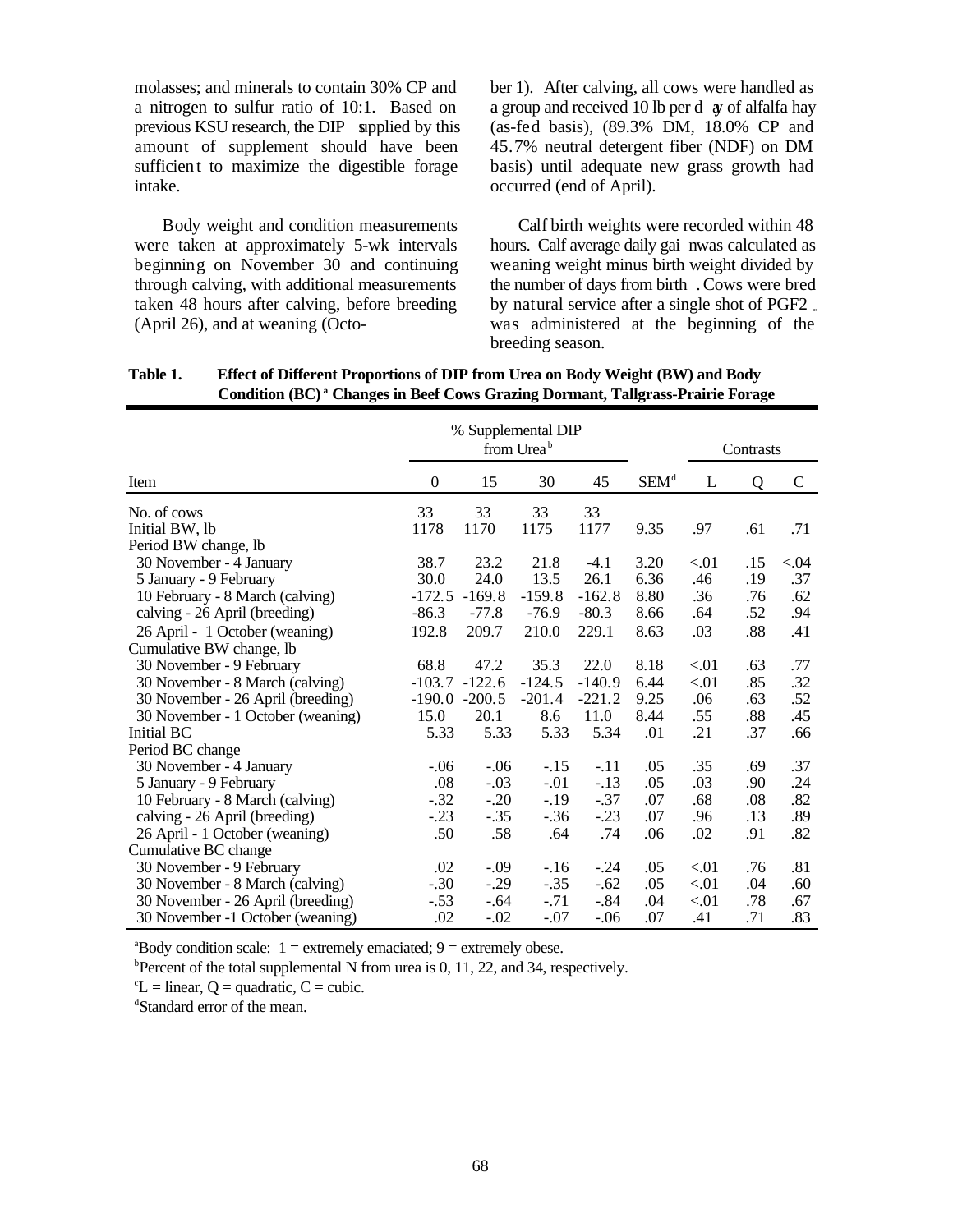molasses; and minerals to contain 30% CP and a nitrogen to sulfur ratio of 10:1. Based on previous KSU research, the DIP supplied by this amount of supplement should have been sufficient to maximize the digestible forage intake.

Body weight and condition measurements were taken at approximately 5-wk intervals beginning on November 30 and continuing through calving, with additional measurements taken 48 hours after calving, before breeding (April 26), and at weaning (October 1). After calving, all cows were handled as a group and received 10 lb per day of alfalfa hay (as-fed basis), (89.3% DM, 18.0% CP and 45.7% neutral detergent fiber (NDF) on DM basis) until adequate new grass growth had occurred (end of April).

Calf birth weights were recorded within 48 hours. Calf average daily gain was calculated as weaning weight minus birth weight divided by the number of days from birth. Cows were bred by natural service after a single shot of PGF2$_{\alpha}$ was administered at the beginning of the breeding season.

**Table 1. Effect of Different Proportions of DIP from Urea on Body Weight (BW) and Body Condition (BC)[a] Changes in Beef Cows Grazing Dormant, Tallgrass-Prairie Forage**

| | % Supplemental DIP from Urea[b] | | | | | Contrasts[c] | | |
|---|---|---|---|---|---|---|---|---|
| Item | 0 | 15 | 30 | 45 | SEM[d] | L | Q | C |
| No. of cows | 33 | 33 | 33 | 33 | | | | |
| Initial BW, lb | 1178 | 1170 | 1175 | 1177 | 9.35 | .97 | .61 | .71 |
| Period BW change, lb | | | | | | | | |
| 30 November - 4 January | 38.7 | 23.2 | 21.8 | -4.1 | 3.20 | <.01 | .15 | <.04 |
| 5 January - 9 February | 30.0 | 24.0 | 13.5 | 26.1 | 6.36 | .46 | .19 | .37 |
| 10 February - 8 March (calving) | -172.5 | -169.8 | -159.8 | -162.8 | 8.80 | .36 | .76 | .62 |
| calving - 26 April (breeding) | -86.3 | -77.8 | -76.9 | -80.3 | 8.66 | .64 | .52 | .94 |
| 26 April - 1 October (weaning) | 192.8 | 209.7 | 210.0 | 229.1 | 8.63 | .03 | .88 | .41 |
| Cumulative BW change, lb | | | | | | | | |
| 30 November - 9 February | 68.8 | 47.2 | 35.3 | 22.0 | 8.18 | <.01 | .63 | .77 |
| 30 November - 8 March (calving) | -103.7 | -122.6 | -124.5 | -140.9 | 6.44 | <.01 | .85 | .32 |
| 30 November - 26 April (breeding) | -190.0 | -200.5 | -201.4 | -221.2 | 9.25 | .06 | .63 | .52 |
| 30 November - 1 October (weaning) | 15.0 | 20.1 | 8.6 | 11.0 | 8.44 | .55 | .88 | .45 |
| Initial BC | 5.33 | 5.33 | 5.33 | 5.34 | .01 | .21 | .37 | .66 |
| Period BC change | | | | | | | | |
| 30 November - 4 January | -.06 | -.06 | -.15 | -.11 | .05 | .35 | .69 | .37 |
| 5 January - 9 February | .08 | -.03 | -.01 | -.13 | .05 | .03 | .90 | .24 |
| 10 February - 8 March (calving) | -.32 | -.20 | -.19 | -.37 | .07 | .68 | .08 | .82 |
| calving - 26 April (breeding) | -.23 | -.35 | -.36 | -.23 | .07 | .96 | .13 | .89 |
| 26 April - 1 October (weaning) | .50 | .58 | .64 | .74 | .06 | .02 | .91 | .82 |
| Cumulative BC change | | | | | | | | |
| 30 November - 9 February | .02 | -.09 | -.16 | -.24 | .05 | <.01 | .76 | .81 |
| 30 November - 8 March (calving) | -.30 | -.29 | -.35 | -.62 | .05 | <.01 | .04 | .60 |
| 30 November - 26 April (breeding) | -.53 | -.64 | -.71 | -.84 | .04 | <.01 | .78 | .67 |
| 30 November -1 October (weaning) | .02 | -.02 | -.07 | -.06 | .07 | .41 | .71 | .83 |

[a]Body condition scale: 1 = extremely emaciated; 9 = extremely obese.

[b]Percent of the total supplemental N from urea is 0, 11, 22, and 34, respectively.

[c]L = linear, Q = quadratic, C = cubic.

[d]Standard error of the mean.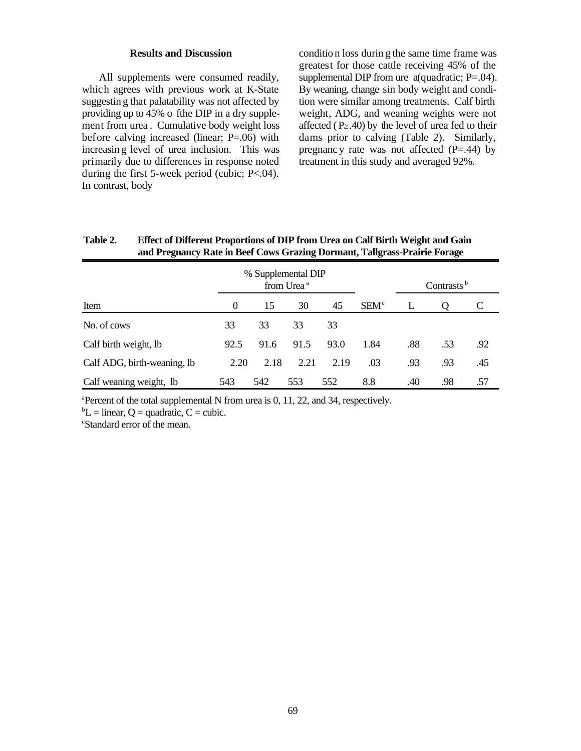## Results and Discussion

All supplements were consumed readily, which agrees with previous work at K-State suggesting that palatability was not affected by providing up to 45% of the DIP in a dry supplement from urea. Cumulative body weight loss before calving increased (linear; P=.06) with increasing level of urea inclusion. This was primarily due to differences in response noted during the first 5-week period (cubic; P<.04). In contrast, body condition loss during the same time frame was greatest for those cattle receiving 45% of the supplemental DIP from urea (quadratic; P=.04). By weaning, changes in body weight and condition were similar among treatments. Calf birth weight, ADG, and weaning weights were not affected (P≥.40) by the level of urea fed to their dams prior to calving (Table 2). Similarly, pregnancy rate was not affected (P=.44) by treatment in this study and averaged 92%.

**Table 2. Effect of Different Proportions of DIP from Urea on Calf Birth Weight and Gain and Pregnancy Rate in Beef Cows Grazing Dormant, Tallgrass-Prairie Forage**

| | % Supplemental DIP from Urea[a] | | | | | Contrasts[b] | | |
|---|---|---|---|---|---|---|---|---|
| Item | 0 | 15 | 30 | 45 | SEM[c] | L | Q | C |
| No. of cows | 33 | 33 | 33 | 33 | | | | |
| Calf birth weight, lb | 92.5 | 91.6 | 91.5 | 93.0 | 1.84 | .88 | .53 | .92 |
| Calf ADG, birth-weaning, lb | 2.20 | 2.18 | 2.21 | 2.19 | .03 | .93 | .93 | .45 |
| Calf weaning weight, lb | 543 | 542 | 553 | 552 | 8.8 | .40 | .98 | .57 |

[a]Percent of the total supplemental N from urea is 0, 11, 22, and 34, respectively.
[b]L = linear, Q = quadratic, C = cubic.
[c]Standard error of the mean.